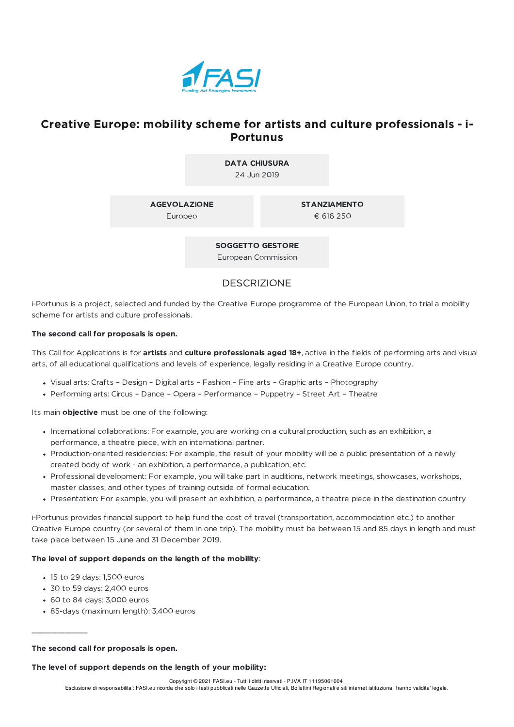# Creative Europe: mobility scheme for artists and culture professionals - i-Portunus

**DATA CHIUSURA**
24 Jun 2019

**AGEVOLAZIONE**
Europeo

**STANZIAMENTO**
€ 616 250

**SOGGETTO GESTORE**
European Commission

## DESCRIZIONE

i-Portunus is a project, selected and funded by the Creative Europe programme of the European Union, to trial a mobility scheme for artists and culture professionals.

**The second call for proposals is open.**

This Call for Applications is for **artists** and **culture professionals aged 18+**, active in the fields of performing arts and visual arts, of all educational qualifications and levels of experience, legally residing in a Creative Europe country.

- Visual arts: Crafts – Design – Digital arts – Fashion – Fine arts – Graphic arts – Photography
- Performing arts: Circus – Dance – Opera – Performance – Puppetry – Street Art – Theatre

Its main **objective** must be one of the following:

- International collaborations: For example, you are working on a cultural production, such as an exhibition, a performance, a theatre piece, with an international partner.
- Production-oriented residencies: For example, the result of your mobility will be a public presentation of a newly created body of work - an exhibition, a performance, a publication, etc.
- Professional development: For example, you will take part in auditions, network meetings, showcases, workshops, master classes, and other types of training outside of formal education.
- Presentation: For example, you will present an exhibition, a performance, a theatre piece in the destination country

i-Portunus provides financial support to help fund the cost of travel (transportation, accommodation etc.) to another Creative Europe country (or several of them in one trip). The mobility must be between 15 and 85 days in length and must take place between 15 June and 31 December 2019.

**The level of support depends on the length of the mobility**:

- 15 to 29 days: 1,500 euros
- 30 to 59 days: 2,400 euros
- 60 to 84 days: 3,000 euros
- 85-days (maximum length): 3,400 euros

_______________

**The second call for proposals is open.**

**The level of support depends on the length of your mobility:**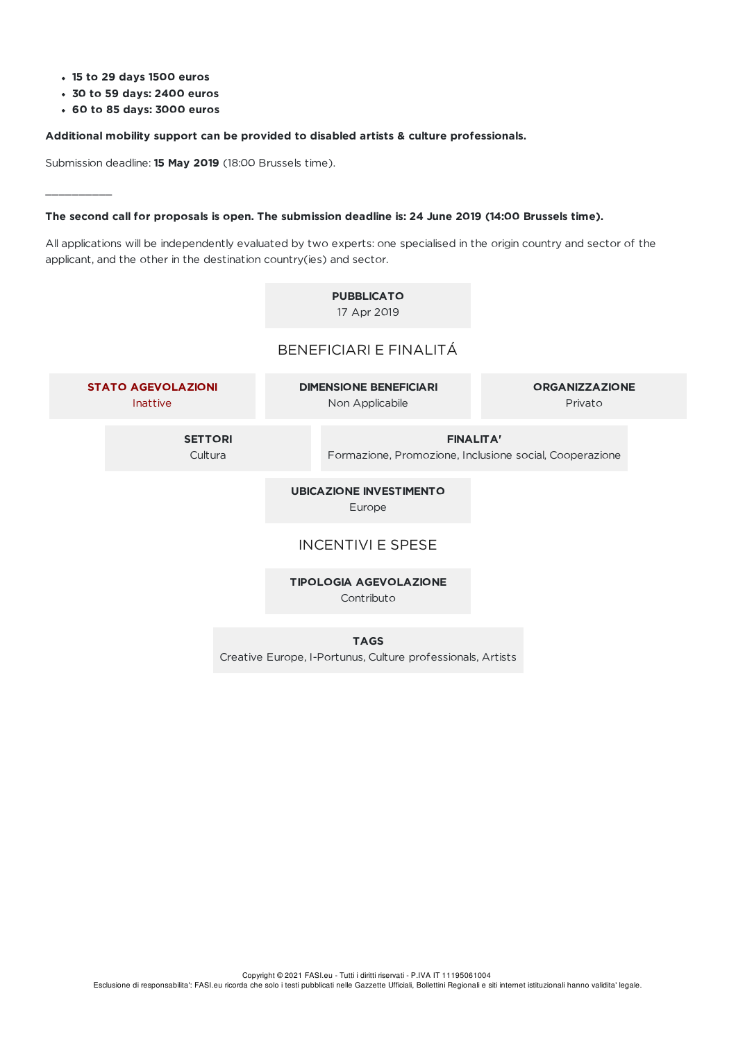- **15 to 29 days 1500 euros**
- **30 to 59 days: 2400 euros**
- **60 to 85 days: 3000 euros**

**Additional mobility support can be provided to disabled artists & culture professionals.**

Submission deadline: **15 May 2019** (18:00 Brussels time).

___________

**The second call for proposals is open. The submission deadline is: 24 June 2019 (14:00 Brussels time).**

All applications will be independently evaluated by two experts: one specialised in the origin country and sector of the applicant, and the other in the destination country(ies) and sector.

**PUBBLICATO**
17 Apr 2019

## BENEFICIARI E FINALITÁ

**STATO AGEVOLAZIONI**
Inattive

**DIMENSIONE BENEFICIARI**
Non Applicabile

**ORGANIZZAZIONE**
Privato

**SETTORI**
Cultura

**FINALITA'**
Formazione, Promozione, Inclusione social, Cooperazione

**UBICAZIONE INVESTIMENTO**
Europe

## INCENTIVI E SPESE

**TIPOLOGIA AGEVOLAZIONE**
Contributo

**TAGS**
Creative Europe, I-Portunus, Culture professionals, Artists

Copyright © 2021 FASI.eu - Tutti i diritti riservati - P.IVA IT 11195061004
Esclusione di responsabilita': FASI.eu ricorda che solo i testi pubblicati nelle Gazzette Ufficiali, Bollettini Regionali e siti internet istituzionali hanno validita' legale.